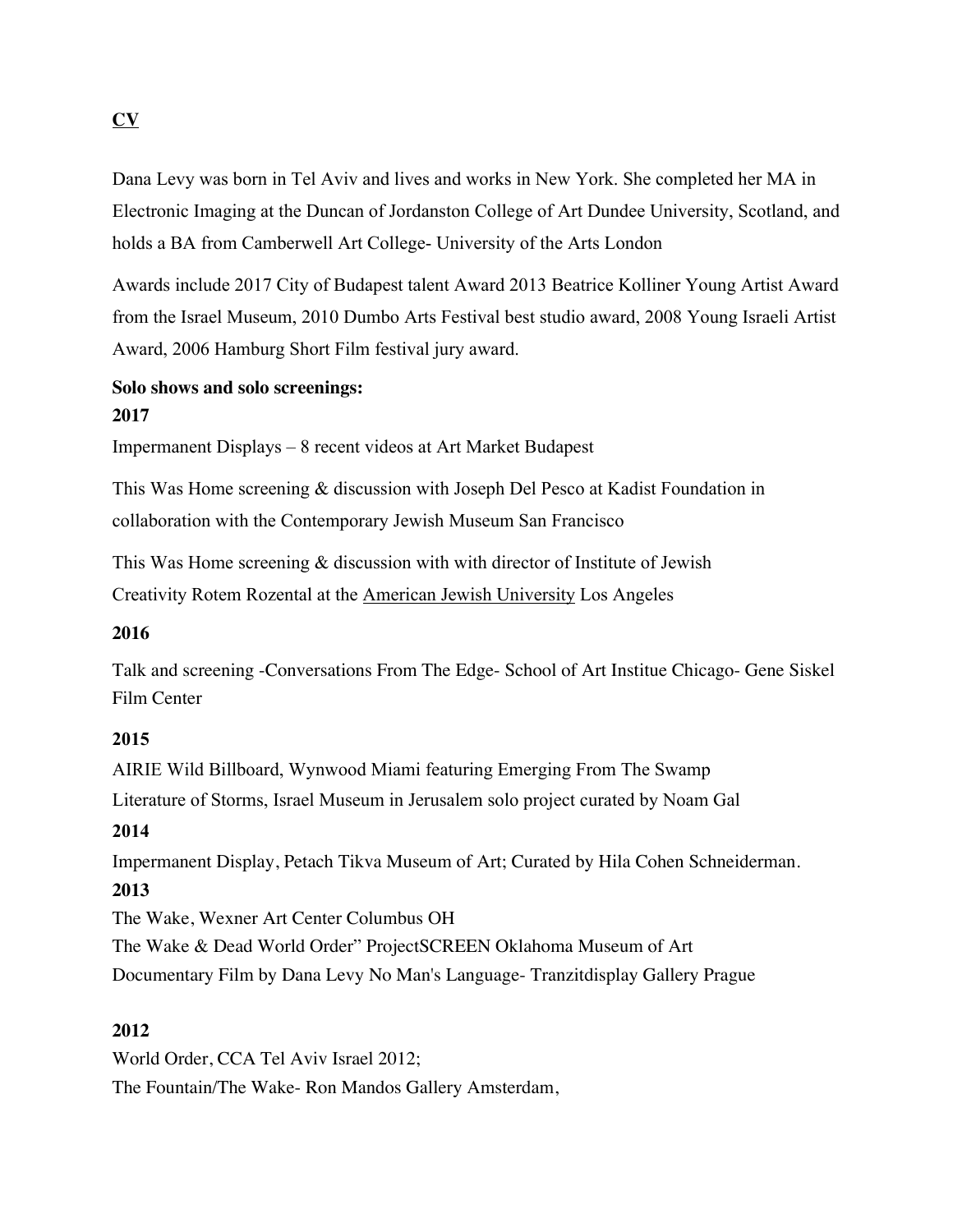**CV**

Dana Levy was born in Tel Aviv and lives and works in New York. She completed her MA in Electronic Imaging at the Duncan of Jordanston College of Art Dundee University, Scotland, and holds a BA from Camberwell Art College- University of the Arts London

Awards include 2017 City of Budapest talent Award 2013 Beatrice Kolliner Young Artist Award from the Israel Museum, 2010 Dumbo Arts Festival best studio award, 2008 Young Israeli Artist Award, 2006 Hamburg Short Film festival jury award.

**Solo shows and solo screenings:**

**2017**

Impermanent Displays – 8 recent videos at Art Market Budapest

This Was Home screening & discussion with Joseph Del Pesco at Kadist Foundation in collaboration with the Contemporary Jewish Museum San Francisco

This Was Home screening & discussion with with director of Institute of Jewish Creativity Rotem Rozental at the American Jewish University Los Angeles

**2016**

Talk and screening -Conversations From The Edge- School of Art Institue Chicago- Gene Siskel Film Center

**2015**

AIRIE Wild Billboard, Wynwood Miami featuring Emerging From The Swamp
Literature of Storms, Israel Museum in Jerusalem solo project curated by Noam Gal

**2014**

Impermanent Display, Petach Tikva Museum of Art; Curated by Hila Cohen Schneiderman.

**2013**

The Wake, Wexner Art Center Columbus OH
The Wake & Dead World Order" ProjectSCREEN Oklahoma Museum of Art
Documentary Film by Dana Levy No Man's Language- Tranzitdisplay Gallery Prague

**2012**

World Order, CCA Tel Aviv Israel 2012;
The Fountain/The Wake- Ron Mandos Gallery Amsterdam,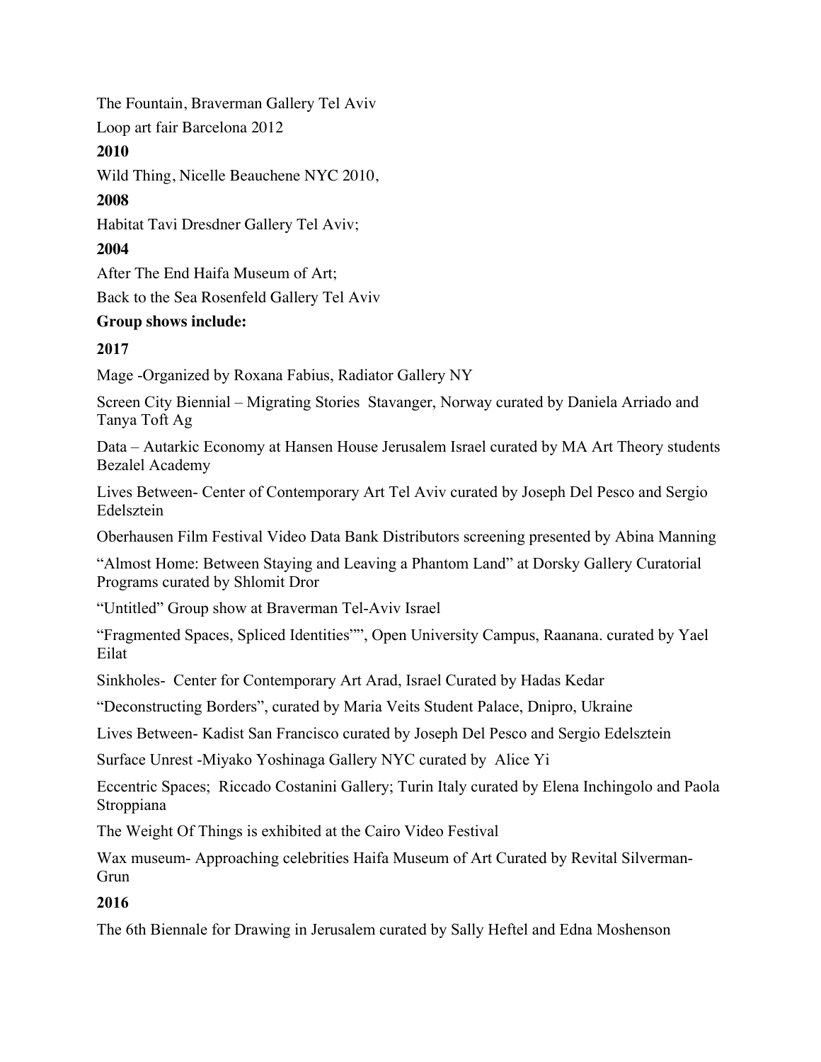The Fountain, Braverman Gallery Tel Aviv

Loop art fair Barcelona 2012

**2010**

Wild Thing, Nicelle Beauchene NYC 2010,

**2008**

Habitat Tavi Dresdner Gallery Tel Aviv;

**2004**

After The End Haifa Museum of Art;

Back to the Sea Rosenfeld Gallery Tel Aviv

**Group shows include:**

**2017**

Mage -Organized by Roxana Fabius, Radiator Gallery NY

Screen City Biennial – Migrating Stories Stavanger, Norway curated by Daniela Arriado and Tanya Toft Ag

Data – Autarkic Economy at Hansen House Jerusalem Israel curated by MA Art Theory students Bezalel Academy

Lives Between- Center of Contemporary Art Tel Aviv curated by Joseph Del Pesco and Sergio Edelsztein

Oberhausen Film Festival Video Data Bank Distributors screening presented by Abina Manning

"Almost Home: Between Staying and Leaving a Phantom Land" at Dorsky Gallery Curatorial Programs curated by Shlomit Dror

"Untitled" Group show at Braverman Tel-Aviv Israel

"Fragmented Spaces, Spliced Identities"", Open University Campus, Raanana. curated by Yael Eilat

Sinkholes- Center for Contemporary Art Arad, Israel Curated by Hadas Kedar

"Deconstructing Borders", curated by Maria Veits Student Palace, Dnipro, Ukraine

Lives Between- Kadist San Francisco curated by Joseph Del Pesco and Sergio Edelsztein

Surface Unrest -Miyako Yoshinaga Gallery NYC curated by Alice Yi

Eccentric Spaces; Riccado Costanini Gallery; Turin Italy curated by Elena Inchingolo and Paola Stroppiana

The Weight Of Things is exhibited at the Cairo Video Festival

Wax museum- Approaching celebrities Haifa Museum of Art Curated by Revital Silverman-Grun

**2016**

The 6th Biennale for Drawing in Jerusalem curated by Sally Heftel and Edna Moshenson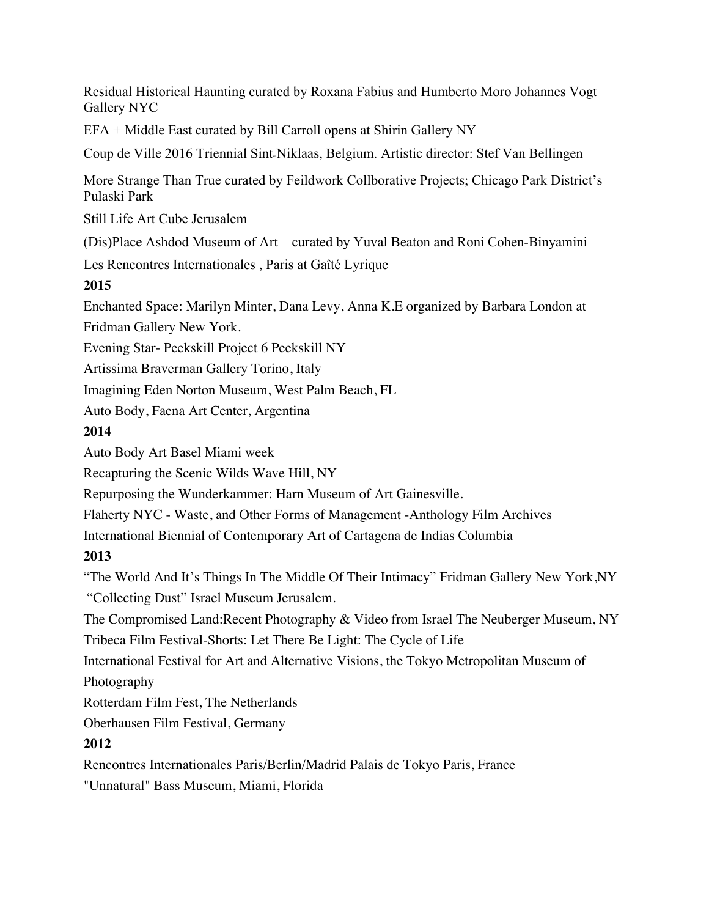Residual Historical Haunting curated by Roxana Fabius and Humberto Moro Johannes Vogt Gallery NYC

EFA + Middle East curated by Bill Carroll opens at Shirin Gallery NY

Coup de Ville 2016 Triennial Sint-Niklaas, Belgium. Artistic director: Stef Van Bellingen

More Strange Than True curated by Feildwork Collborative Projects; Chicago Park District's Pulaski Park

Still Life Art Cube Jerusalem

(Dis)Place Ashdod Museum of Art – curated by Yuval Beaton and Roni Cohen-Binyamini

Les Rencontres Internationales , Paris at Gaîté Lyrique

**2015**

Enchanted Space: Marilyn Minter, Dana Levy, Anna K.E organized by Barbara London at Fridman Gallery New York.

Evening Star- Peekskill Project 6 Peekskill NY

Artissima Braverman Gallery Torino, Italy

Imagining Eden Norton Museum, West Palm Beach, FL

Auto Body, Faena Art Center, Argentina

**2014**

Auto Body Art Basel Miami week

Recapturing the Scenic Wilds Wave Hill, NY

Repurposing the Wunderkammer: Harn Museum of Art Gainesville.

Flaherty NYC - Waste, and Other Forms of Management -Anthology Film Archives

International Biennial of Contemporary Art of Cartagena de Indias Columbia

**2013**

"The World And It's Things In The Middle Of Their Intimacy" Fridman Gallery New York,NY

"Collecting Dust" Israel Museum Jerusalem.

The Compromised Land:Recent Photography & Video from Israel The Neuberger Museum, NY

Tribeca Film Festival-Shorts: Let There Be Light: The Cycle of Life

International Festival for Art and Alternative Visions, the Tokyo Metropolitan Museum of Photography

Rotterdam Film Fest, The Netherlands

Oberhausen Film Festival, Germany

**2012**

Rencontres Internationales Paris/Berlin/Madrid Palais de Tokyo Paris, France

"Unnatural" Bass Museum, Miami, Florida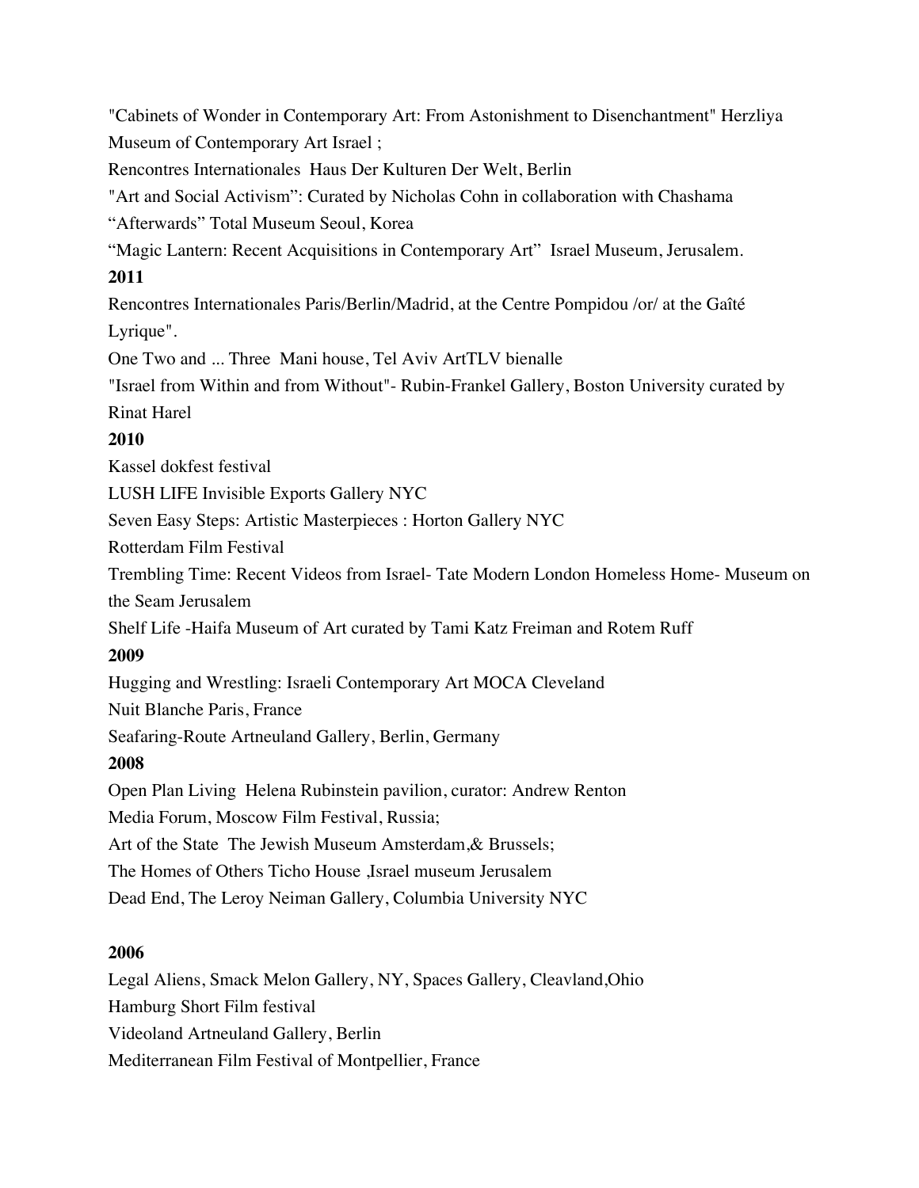"Cabinets of Wonder in Contemporary Art: From Astonishment to Disenchantment" Herzliya Museum of Contemporary Art Israel ;

Rencontres Internationales  Haus Der Kulturen Der Welt, Berlin

"Art and Social Activism": Curated by Nicholas Cohn in collaboration with Chashama

“Afterwards” Total Museum Seoul, Korea

“Magic Lantern: Recent Acquisitions in Contemporary Art”  Israel Museum, Jerusalem.

**2011**

Rencontres Internationales Paris/Berlin/Madrid, at the Centre Pompidou /or/ at the Gaîté Lyrique".

One Two and ... Three  Mani house, Tel Aviv ArtTLV bienalle

"Israel from Within and from Without"- Rubin-Frankel Gallery, Boston University curated by Rinat Harel

**2010**

Kassel dokfest festival

LUSH LIFE Invisible Exports Gallery NYC

Seven Easy Steps: Artistic Masterpieces : Horton Gallery NYC

Rotterdam Film Festival

Trembling Time: Recent Videos from Israel- Tate Modern London Homeless Home- Museum on the Seam Jerusalem

Shelf Life -Haifa Museum of Art curated by Tami Katz Freiman and Rotem Ruff

**2009**

Hugging and Wrestling: Israeli Contemporary Art MOCA Cleveland

Nuit Blanche Paris, France

Seafaring-Route Artneuland Gallery, Berlin, Germany

**2008**

Open Plan Living  Helena Rubinstein pavilion, curator: Andrew Renton

Media Forum, Moscow Film Festival, Russia;

Art of the State  The Jewish Museum Amsterdam,& Brussels;

The Homes of Others Ticho House ,Israel museum Jerusalem

Dead End, The Leroy Neiman Gallery, Columbia University NYC

**2006**

Legal Aliens, Smack Melon Gallery, NY, Spaces Gallery, Cleavland,Ohio

Hamburg Short Film festival

Videoland Artneuland Gallery, Berlin

Mediterranean Film Festival of Montpellier, France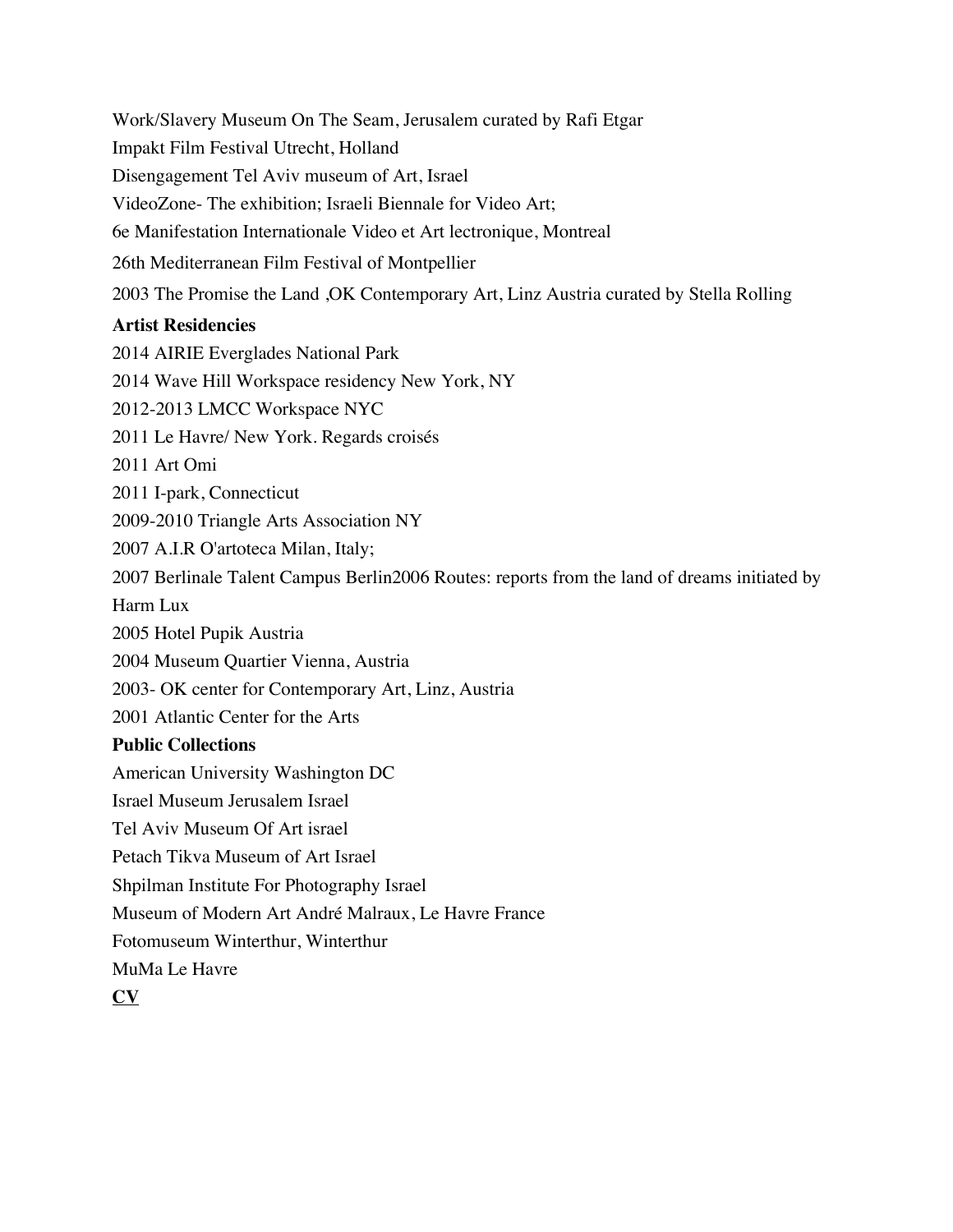Work/Slavery Museum On The Seam, Jerusalem curated by Rafi Etgar

Impakt Film Festival Utrecht, Holland

Disengagement Tel Aviv museum of Art, Israel

VideoZone- The exhibition; Israeli Biennale for Video Art;

6e Manifestation Internationale Video et Art lectronique, Montreal

26th Mediterranean Film Festival of Montpellier

2003 The Promise the Land ,OK Contemporary Art, Linz Austria curated by Stella Rolling

**Artist Residencies**

2014 AIRIE Everglades National Park

2014 Wave Hill Workspace residency New York, NY

2012-2013 LMCC Workspace NYC

2011 Le Havre/ New York. Regards croisés

2011 Art Omi

2011 I-park, Connecticut

2009-2010 Triangle Arts Association NY

2007 A.I.R O'artoteca Milan, Italy;

2007 Berlinale Talent Campus Berlin2006 Routes: reports from the land of dreams initiated by Harm Lux

2005 Hotel Pupik Austria

2004 Museum Quartier Vienna, Austria

2003- OK center for Contemporary Art, Linz, Austria

2001 Atlantic Center for the Arts

**Public Collections**

American University Washington DC

Israel Museum Jerusalem Israel

Tel Aviv Museum Of Art israel

Petach Tikva Museum of Art Israel

Shpilman Institute For Photography Israel

Museum of Modern Art André Malraux, Le Havre France

Fotomuseum Winterthur, Winterthur

MuMa Le Havre

**CV**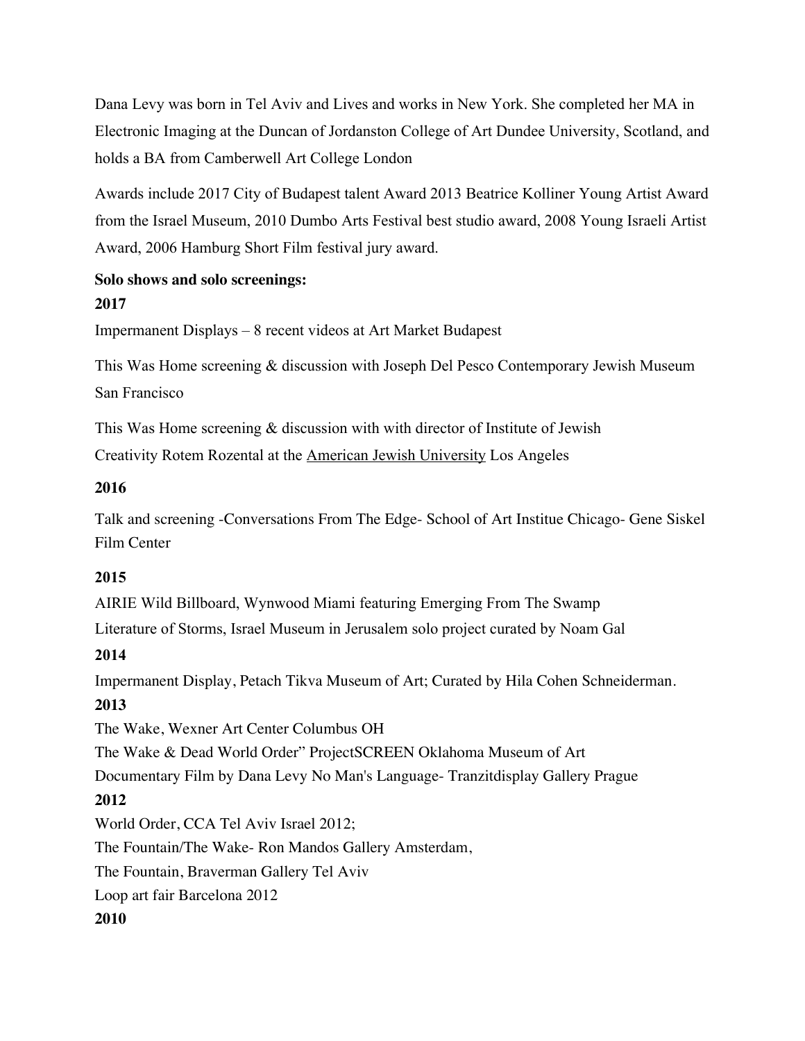Dana Levy was born in Tel Aviv and Lives and works in New York. She completed her MA in Electronic Imaging at the Duncan of Jordanston College of Art Dundee University, Scotland, and holds a BA from Camberwell Art College London

Awards include 2017 City of Budapest talent Award 2013 Beatrice Kolliner Young Artist Award from the Israel Museum, 2010 Dumbo Arts Festival best studio award, 2008 Young Israeli Artist Award, 2006 Hamburg Short Film festival jury award.

**Solo shows and solo screenings:**

**2017**

Impermanent Displays – 8 recent videos at Art Market Budapest

This Was Home screening & discussion with Joseph Del Pesco Contemporary Jewish Museum San Francisco

This Was Home screening & discussion with with director of Institute of Jewish Creativity Rotem Rozental at the American Jewish University Los Angeles

**2016**

Talk and screening -Conversations From The Edge- School of Art Institue Chicago- Gene Siskel Film Center

**2015**

AIRIE Wild Billboard, Wynwood Miami featuring Emerging From The Swamp

Literature of Storms, Israel Museum in Jerusalem solo project curated by Noam Gal

**2014**

Impermanent Display, Petach Tikva Museum of Art; Curated by Hila Cohen Schneiderman.

**2013**

The Wake, Wexner Art Center Columbus OH

The Wake & Dead World Order" ProjectSCREEN Oklahoma Museum of Art

Documentary Film by Dana Levy No Man's Language- Tranzitdisplay Gallery Prague

**2012**

World Order, CCA Tel Aviv Israel 2012;

The Fountain/The Wake- Ron Mandos Gallery Amsterdam,

The Fountain, Braverman Gallery Tel Aviv

Loop art fair Barcelona 2012

**2010**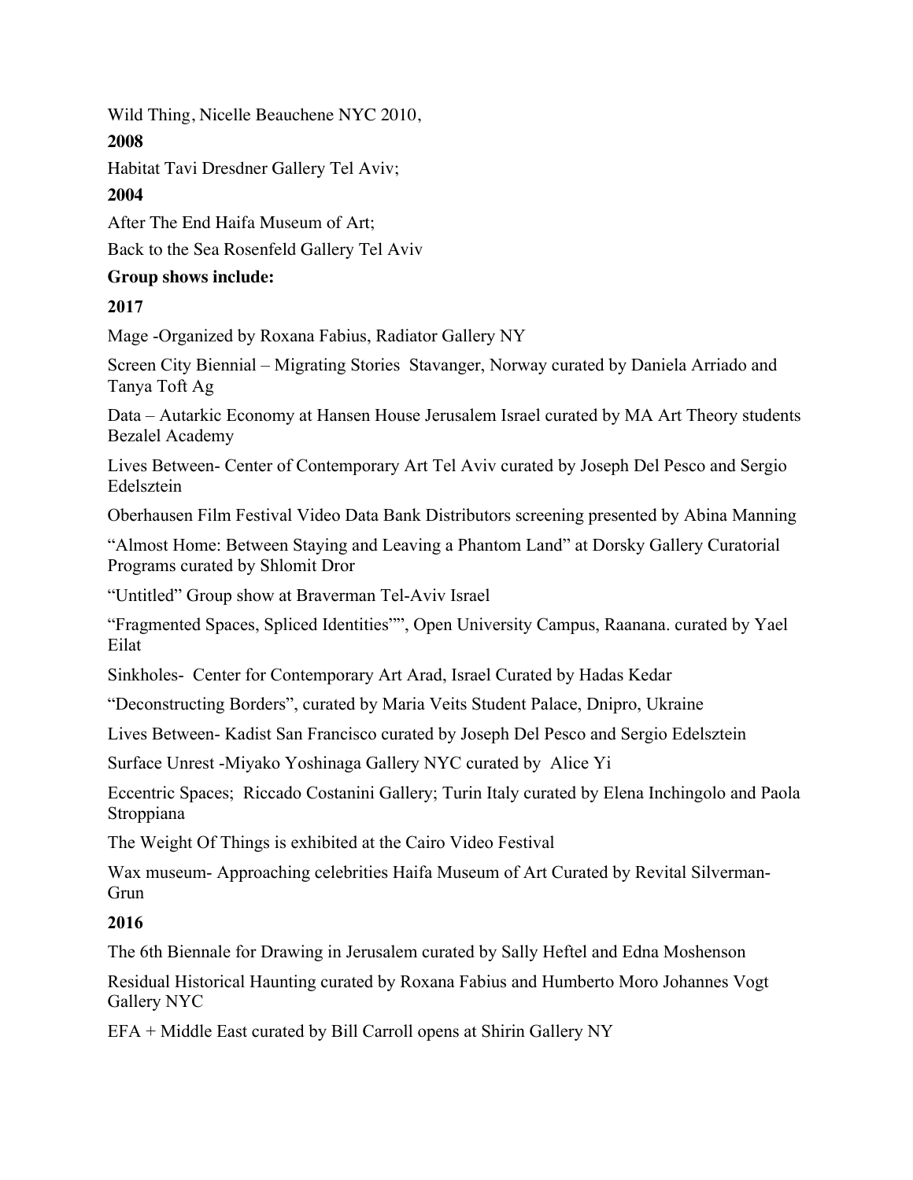Wild Thing, Nicelle Beauchene NYC 2010,

**2008**

Habitat Tavi Dresdner Gallery Tel Aviv;

**2004**

After The End Haifa Museum of Art;

Back to the Sea Rosenfeld Gallery Tel Aviv

**Group shows include:**

**2017**

Mage -Organized by Roxana Fabius, Radiator Gallery NY

Screen City Biennial – Migrating Stories  Stavanger, Norway curated by Daniela Arriado and Tanya Toft Ag

Data – Autarkic Economy at Hansen House Jerusalem Israel curated by MA Art Theory students Bezalel Academy

Lives Between- Center of Contemporary Art Tel Aviv curated by Joseph Del Pesco and Sergio Edelsztein

Oberhausen Film Festival Video Data Bank Distributors screening presented by Abina Manning

"Almost Home: Between Staying and Leaving a Phantom Land" at Dorsky Gallery Curatorial Programs curated by Shlomit Dror

"Untitled" Group show at Braverman Tel-Aviv Israel

"Fragmented Spaces, Spliced Identities"", Open University Campus, Raanana. curated by Yael Eilat

Sinkholes-  Center for Contemporary Art Arad, Israel Curated by Hadas Kedar

"Deconstructing Borders", curated by Maria Veits Student Palace, Dnipro, Ukraine

Lives Between- Kadist San Francisco curated by Joseph Del Pesco and Sergio Edelsztein

Surface Unrest -Miyako Yoshinaga Gallery NYC curated by  Alice Yi

Eccentric Spaces;  Riccado Costanini Gallery; Turin Italy curated by Elena Inchingolo and Paola Stroppiana

The Weight Of Things is exhibited at the Cairo Video Festival

Wax museum- Approaching celebrities Haifa Museum of Art Curated by Revital Silverman-Grun

**2016**

The 6th Biennale for Drawing in Jerusalem curated by Sally Heftel and Edna Moshenson

Residual Historical Haunting curated by Roxana Fabius and Humberto Moro Johannes Vogt Gallery NYC

EFA + Middle East curated by Bill Carroll opens at Shirin Gallery NY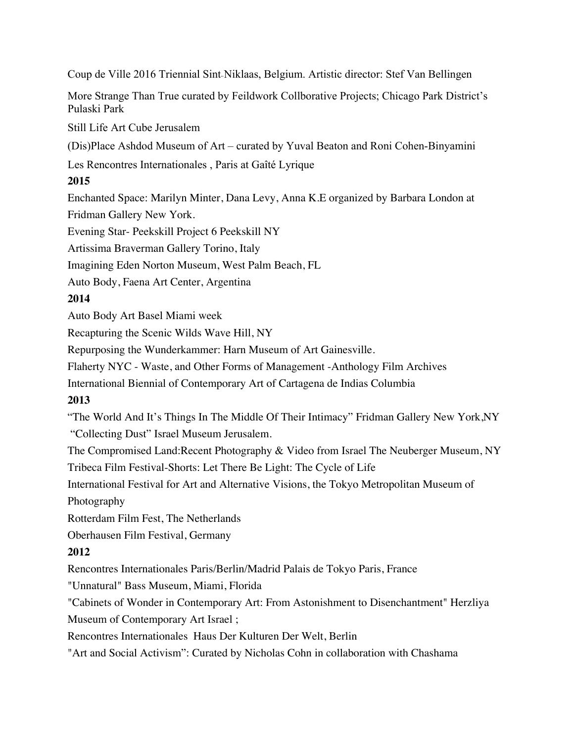Coup de Ville 2016 Triennial Sint-Niklaas, Belgium. Artistic director: Stef Van Bellingen

More Strange Than True curated by Feildwork Collborative Projects; Chicago Park District's Pulaski Park

Still Life Art Cube Jerusalem

(Dis)Place Ashdod Museum of Art – curated by Yuval Beaton and Roni Cohen-Binyamini

Les Rencontres Internationales , Paris at Gaîté Lyrique

**2015**

Enchanted Space: Marilyn Minter, Dana Levy, Anna K.E organized by Barbara London at Fridman Gallery New York.

Evening Star- Peekskill Project 6 Peekskill NY

Artissima Braverman Gallery Torino, Italy

Imagining Eden Norton Museum, West Palm Beach, FL

Auto Body, Faena Art Center, Argentina

**2014**

Auto Body Art Basel Miami week

Recapturing the Scenic Wilds Wave Hill, NY

Repurposing the Wunderkammer: Harn Museum of Art Gainesville.

Flaherty NYC - Waste, and Other Forms of Management -Anthology Film Archives

International Biennial of Contemporary Art of Cartagena de Indias Columbia

**2013**

"The World And It's Things In The Middle Of Their Intimacy" Fridman Gallery New York,NY

"Collecting Dust" Israel Museum Jerusalem.

The Compromised Land:Recent Photography & Video from Israel The Neuberger Museum, NY

Tribeca Film Festival-Shorts: Let There Be Light: The Cycle of Life

International Festival for Art and Alternative Visions, the Tokyo Metropolitan Museum of Photography

Rotterdam Film Fest, The Netherlands

Oberhausen Film Festival, Germany

**2012**

Rencontres Internationales Paris/Berlin/Madrid Palais de Tokyo Paris, France

"Unnatural" Bass Museum, Miami, Florida

"Cabinets of Wonder in Contemporary Art: From Astonishment to Disenchantment" Herzliya Museum of Contemporary Art Israel ;

Rencontres Internationales Haus Der Kulturen Der Welt, Berlin

"Art and Social Activism": Curated by Nicholas Cohn in collaboration with Chashama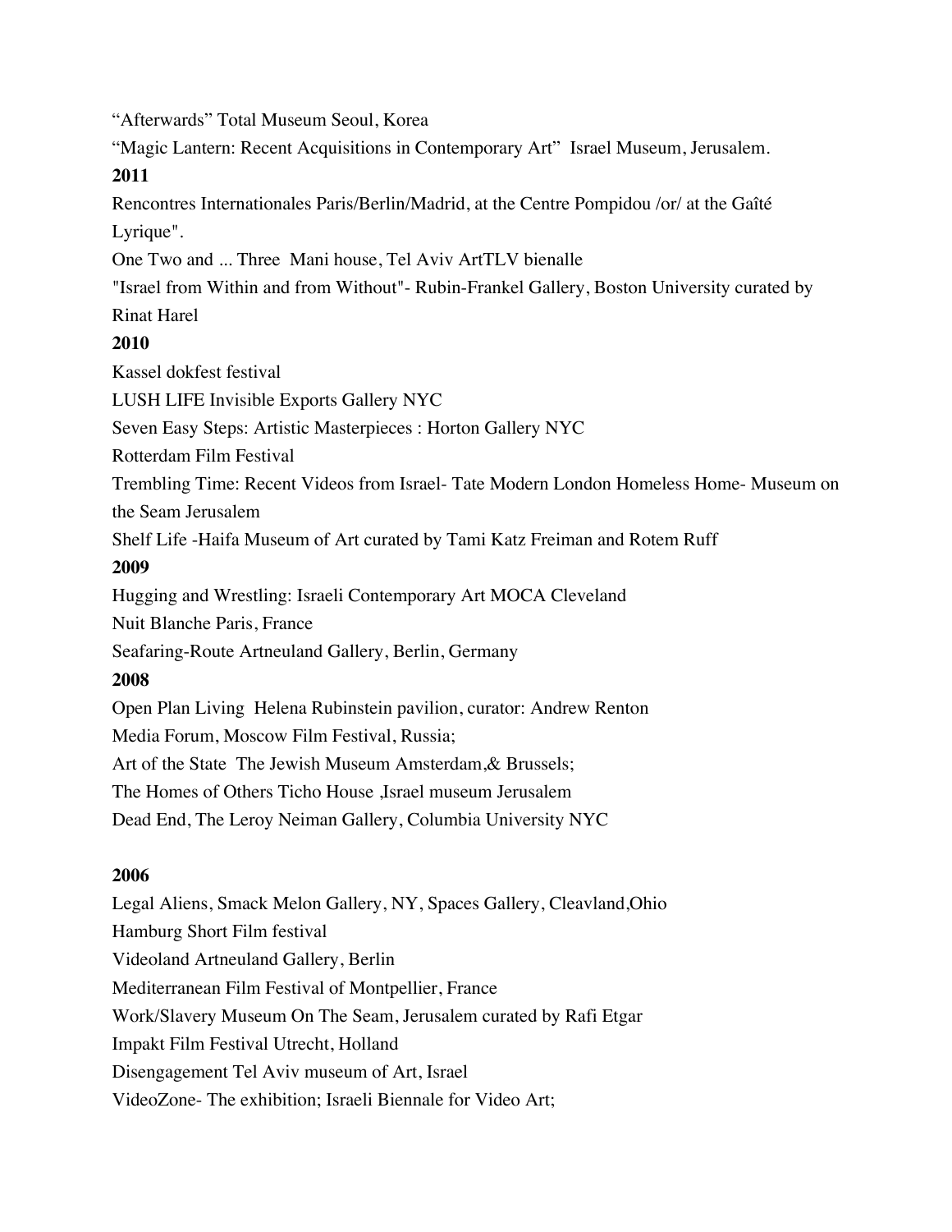“Afterwards” Total Museum Seoul, Korea

“Magic Lantern: Recent Acquisitions in Contemporary Art”  Israel Museum, Jerusalem.

**2011**

Rencontres Internationales Paris/Berlin/Madrid, at the Centre Pompidou /or/ at the Gaîté Lyrique".

One Two and ... Three  Mani house, Tel Aviv ArtTLV bienalle

"Israel from Within and from Without"- Rubin-Frankel Gallery, Boston University curated by Rinat Harel

**2010**

Kassel dokfest festival

LUSH LIFE Invisible Exports Gallery NYC

Seven Easy Steps: Artistic Masterpieces : Horton Gallery NYC

Rotterdam Film Festival

Trembling Time: Recent Videos from Israel- Tate Modern London Homeless Home- Museum on the Seam Jerusalem

Shelf Life -Haifa Museum of Art curated by Tami Katz Freiman and Rotem Ruff

**2009**

Hugging and Wrestling: Israeli Contemporary Art MOCA Cleveland

Nuit Blanche Paris, France

Seafaring-Route Artneuland Gallery, Berlin, Germany

**2008**

Open Plan Living  Helena Rubinstein pavilion, curator: Andrew Renton

Media Forum, Moscow Film Festival, Russia;

Art of the State  The Jewish Museum Amsterdam,& Brussels;

The Homes of Others Ticho House ,Israel museum Jerusalem

Dead End, The Leroy Neiman Gallery, Columbia University NYC

**2006**

Legal Aliens, Smack Melon Gallery, NY, Spaces Gallery, Cleavland,Ohio

Hamburg Short Film festival

Videoland Artneuland Gallery, Berlin

Mediterranean Film Festival of Montpellier, France

Work/Slavery Museum On The Seam, Jerusalem curated by Rafi Etgar

Impakt Film Festival Utrecht, Holland

Disengagement Tel Aviv museum of Art, Israel

VideoZone- The exhibition; Israeli Biennale for Video Art;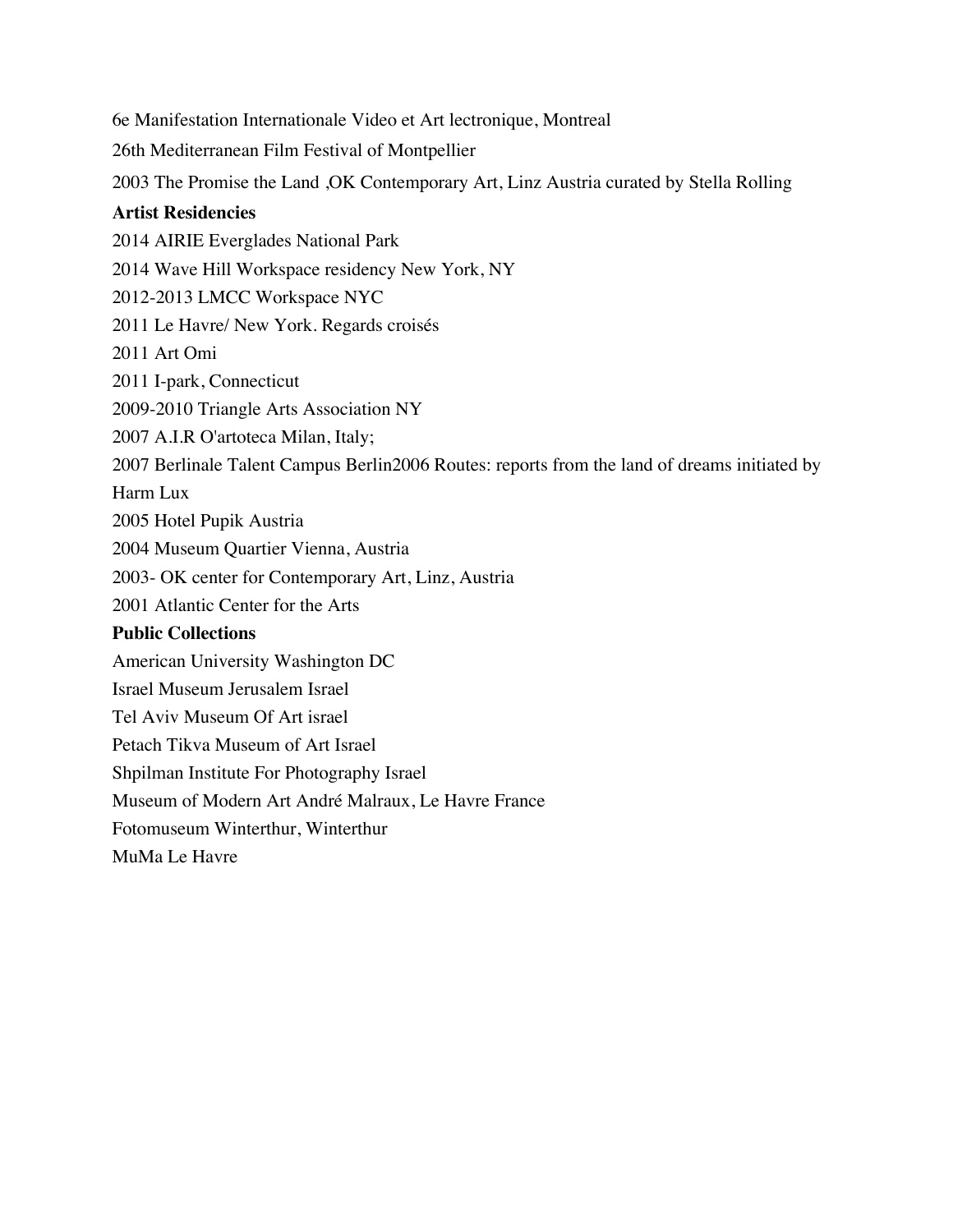6e Manifestation Internationale Video et Art lectronique, Montreal

26th Mediterranean Film Festival of Montpellier

2003 The Promise the Land ,OK Contemporary Art, Linz Austria curated by Stella Rolling

**Artist Residencies**

2014 AIRIE Everglades National Park

2014 Wave Hill Workspace residency New York, NY

2012-2013 LMCC Workspace NYC

2011 Le Havre/ New York. Regards croisés

2011 Art Omi

2011 I-park, Connecticut

2009-2010 Triangle Arts Association NY

2007 A.I.R O'artoteca Milan, Italy;

2007 Berlinale Talent Campus Berlin2006 Routes: reports from the land of dreams initiated by Harm Lux

2005 Hotel Pupik Austria

2004 Museum Quartier Vienna, Austria

2003- OK center for Contemporary Art, Linz, Austria

2001 Atlantic Center for the Arts

**Public Collections**

American University Washington DC

Israel Museum Jerusalem Israel

Tel Aviv Museum Of Art israel

Petach Tikva Museum of Art Israel

Shpilman Institute For Photography Israel

Museum of Modern Art André Malraux, Le Havre France

Fotomuseum Winterthur, Winterthur

MuMa Le Havre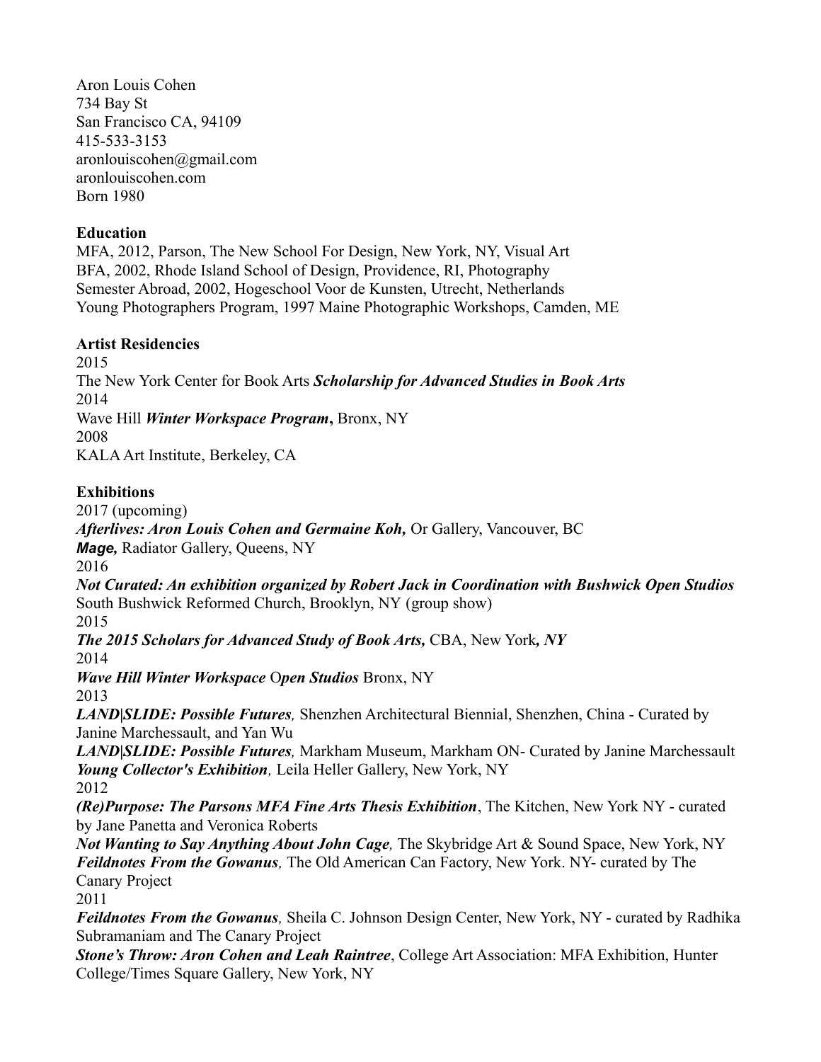Aron Louis Cohen
734 Bay St
San Francisco CA, 94109
415-533-3153
aronlouiscohen@gmail.com
aronlouiscohen.com
Born 1980

**Education**
MFA, 2012, Parson, The New School For Design, New York, NY, Visual Art
BFA, 2002, Rhode Island School of Design, Providence, RI, Photography
Semester Abroad, 2002, Hogeschool Voor de Kunsten, Utrecht, Netherlands
Young Photographers Program, 1997 Maine Photographic Workshops, Camden, ME

**Artist Residencies**
2015
The New York Center for Book Arts ***Scholarship for Advanced Studies in Book Arts***
2014
Wave Hill ***Winter Workspace Program*****,** Bronx, NY
2008
KALA Art Institute, Berkeley, CA

**Exhibitions**
2017 (upcoming)
***Afterlives: Aron Louis Cohen and Germaine Koh,*** Or Gallery, Vancouver, BC
***Mage,*** Radiator Gallery, Queens, NY
2016
***Not Curated: An exhibition organized by Robert Jack in Coordination with Bushwick Open Studios***
South Bushwick Reformed Church, Brooklyn, NY (group show)
2015
***The 2015 Scholars for Advanced Study of Book Arts,*** CBA, New York***, NY***
2014
***Wave Hill Winter Workspace*** O***pen Studios*** Bronx, NY
2013
***LAND|SLIDE: Possible Futures,*** Shenzhen Architectural Biennial, Shenzhen, China - Curated by Janine Marchessault, and Yan Wu
***LAND|SLIDE: Possible Futures,*** Markham Museum, Markham ON- Curated by Janine Marchessault
***Young Collector's Exhibition,*** Leila Heller Gallery, New York, NY
2012
***(Re)Purpose: The Parsons MFA Fine Arts Thesis Exhibition***, The Kitchen, New York NY - curated by Jane Panetta and Veronica Roberts
***Not Wanting to Say Anything About John Cage,*** The Skybridge Art & Sound Space, New York, NY
***Feildnotes From the Gowanus,*** The Old American Can Factory, New York. NY- curated by The Canary Project
2011
***Feildnotes From the Gowanus,*** Sheila C. Johnson Design Center, New York, NY - curated by Radhika Subramaniam and The Canary Project
***Stone's Throw: Aron Cohen and Leah Raintree***, College Art Association: MFA Exhibition, Hunter College/Times Square Gallery, New York, NY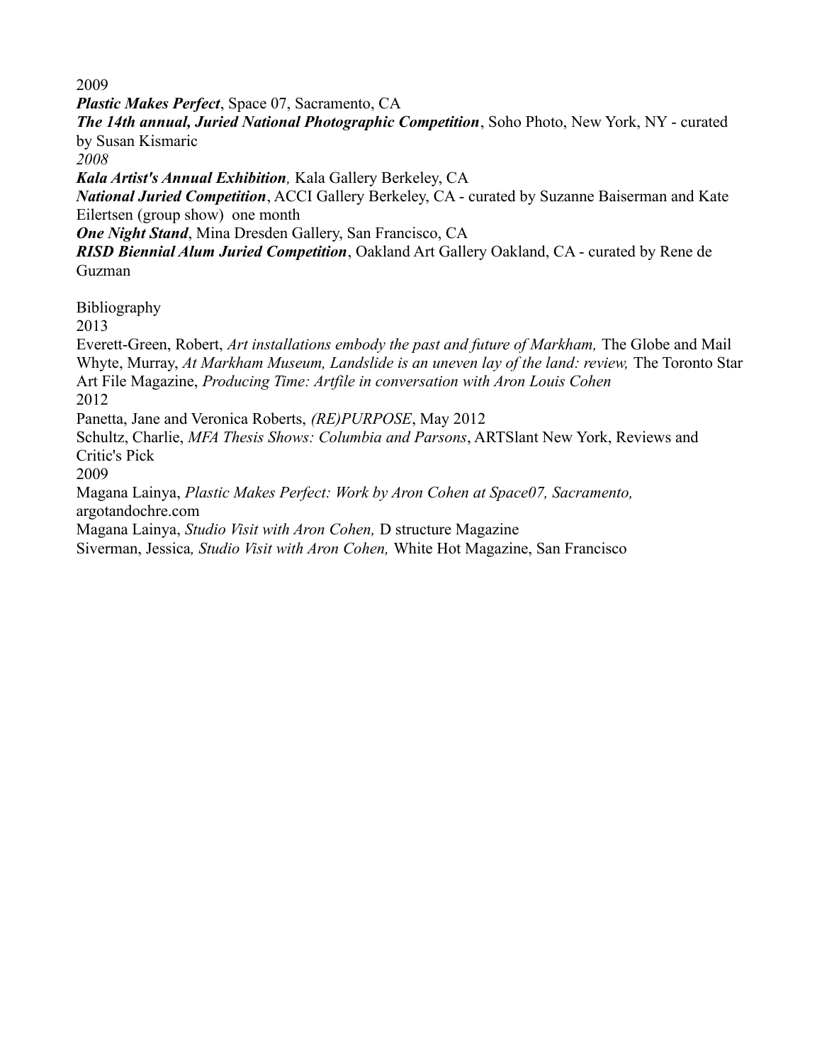2009

***Plastic Makes Perfect***, Space 07, Sacramento, CA

***The 14th annual, Juried National Photographic Competition***, Soho Photo, New York, NY - curated by Susan Kismaric

*2008*

***Kala Artist's Annual Exhibition**,* Kala Gallery Berkeley, CA

***National Juried Competition***, ACCI Gallery Berkeley, CA - curated by Suzanne Baiserman and Kate Eilertsen (group show) one month

***One Night Stand***, Mina Dresden Gallery, San Francisco, CA

***RISD Biennial Alum Juried Competition***, Oakland Art Gallery Oakland, CA - curated by Rene de Guzman

Bibliography

2013

Everett-Green, Robert, *Art installations embody the past and future of Markham,* The Globe and Mail

Whyte, Murray, *At Markham Museum, Landslide is an uneven lay of the land: review,* The Toronto Star

Art File Magazine, *Producing Time: Artfile in conversation with Aron Louis Cohen*

2012

Panetta, Jane and Veronica Roberts, *(RE)PURPOSE*, May 2012

Schultz, Charlie, *MFA Thesis Shows: Columbia and Parsons*, ARTSlant New York, Reviews and Critic's Pick

2009

Magana Lainya, *Plastic Makes Perfect: Work by Aron Cohen at Space07, Sacramento,* argotandochre.com

Magana Lainya, *Studio Visit with Aron Cohen,* D structure Magazine

Siverman, Jessica*, Studio Visit with Aron Cohen,* White Hot Magazine, San Francisco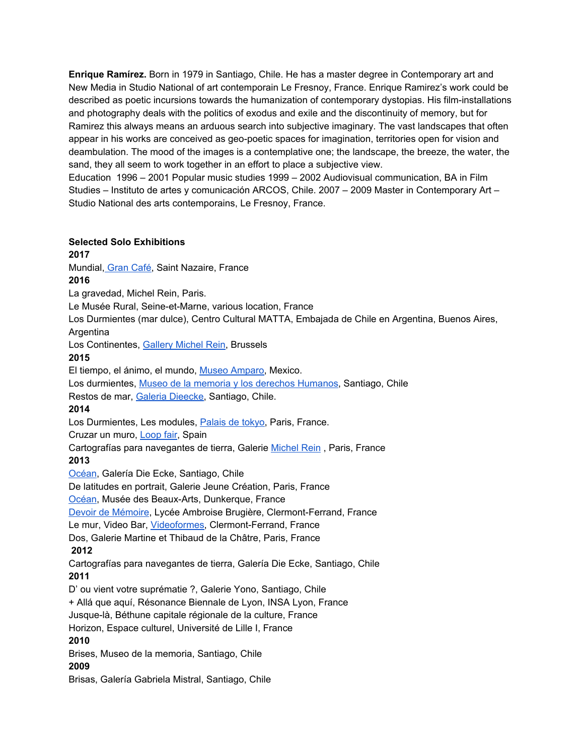**Enrique Ramírez.** Born in 1979 in Santiago, Chile. He has a master degree in Contemporary art and New Media in Studio National of art contemporain Le Fresnoy, France. Enrique Ramirez's work could be described as poetic incursions towards the humanization of contemporary dystopias. His film-installations and photography deals with the politics of exodus and exile and the discontinuity of memory, but for Ramirez this always means an arduous search into subjective imaginary. The vast landscapes that often appear in his works are conceived as geo-poetic spaces for imagination, territories open for vision and deambulation. The mood of the images is a contemplative one; the landscape, the breeze, the water, the sand, they all seem to work together in an effort to place a subjective view.
Education 1996 – 2001 Popular music studies 1999 – 2002 Audiovisual communication, BA in Film Studies – Instituto de artes y comunicación ARCOS, Chile. 2007 – 2009 Master in Contemporary Art – Studio National des arts contemporains, Le Fresnoy, France.

**Selected Solo Exhibitions**

**2017**

Mundial, Gran Café, Saint Nazaire, France

**2016**

La gravedad, Michel Rein, Paris.
Le Musée Rural, Seine-et-Marne, various location, France
Los Durmientes (mar dulce), Centro Cultural MATTA, Embajada de Chile en Argentina, Buenos Aires, Argentina
Los Continentes, Gallery Michel Rein, Brussels

**2015**

El tiempo, el ánimo, el mundo, Museo Amparo, Mexico.
Los durmientes, Museo de la memoria y los derechos Humanos, Santiago, Chile
Restos de mar, Galeria Dieecke, Santiago, Chile.

**2014**

Los Durmientes, Les modules, Palais de tokyo, Paris, France.
Cruzar un muro, Loop fair, Spain
Cartografías para navegantes de tierra, Galerie Michel Rein , Paris, France

**2013**

Océan, Galería Die Ecke, Santiago, Chile
De latitudes en portrait, Galerie Jeune Création, Paris, France
Océan, Musée des Beaux-Arts, Dunkerque, France
Devoir de Mémoire, Lycée Ambroise Brugière, Clermont-Ferrand, France
Le mur, Video Bar, Videoformes, Clermont-Ferrand, France
Dos, Galerie Martine et Thibaud de la Châtre, Paris, France

**2012**

Cartografías para navegantes de tierra, Galería Die Ecke, Santiago, Chile

**2011**

D' ou vient votre suprématie ?, Galerie Yono, Santiago, Chile
+ Allá que aquí, Résonance Biennale de Lyon, INSA Lyon, France
Jusque-là, Béthune capitale régionale de la culture, France
Horizon, Espace culturel, Université de Lille I, France

**2010**

Brises, Museo de la memoria, Santiago, Chile

**2009**

Brisas, Galería Gabriela Mistral, Santiago, Chile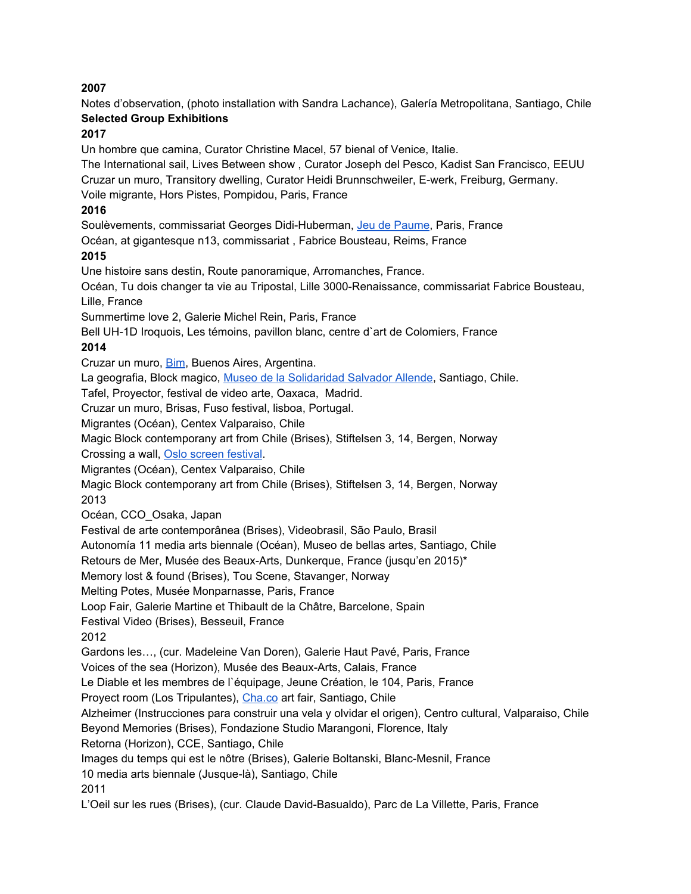**2007**

Notes d'observation, (photo installation with Sandra Lachance), Galería Metropolitana, Santiago, Chile

**Selected Group Exhibitions**

**2017**

Un hombre que camina, Curator Christine Macel, 57 bienal of Venice, Italie.
The International sail, Lives Between show , Curator Joseph del Pesco, Kadist San Francisco, EEUU
Cruzar un muro, Transitory dwelling, Curator Heidi Brunnschweiler, E-werk, Freiburg, Germany.
Voile migrante, Hors Pistes, Pompidou, Paris, France

**2016**

Soulèvements, commissariat Georges Didi-Huberman, Jeu de Paume, Paris, France
Océan, at gigantesque n13, commissariat , Fabrice Bousteau, Reims, France

**2015**

Une histoire sans destin, Route panoramique, Arromanches, France.
Océan, Tu dois changer ta vie au Tripostal, Lille 3000-Renaissance, commissariat Fabrice Bousteau, Lille, France
Summertime love 2, Galerie Michel Rein, Paris, France
Bell UH-1D Iroquois, Les témoins, pavillon blanc, centre d`art de Colomiers, France

**2014**

Cruzar un muro, Bim, Buenos Aires, Argentina.
La geografia, Block magico, Museo de la Solidaridad Salvador Allende, Santiago, Chile.
Tafel, Proyector, festival de video arte, Oaxaca, Madrid.
Cruzar un muro, Brisas, Fuso festival, lisboa, Portugal.
Migrantes (Océan), Centex Valparaiso, Chile
Magic Block contemporany art from Chile (Brises), Stiftelsen 3, 14, Bergen, Norway
Crossing a wall, Oslo screen festival.
Migrantes (Océan), Centex Valparaiso, Chile
Magic Block contemporany art from Chile (Brises), Stiftelsen 3, 14, Bergen, Norway

2013

Océan, CCO_Osaka, Japan
Festival de arte contemporânea (Brises), Videobrasil, São Paulo, Brasil
Autonomía 11 media arts biennale (Océan), Museo de bellas artes, Santiago, Chile
Retours de Mer, Musée des Beaux-Arts, Dunkerque, France (jusqu'en 2015)*
Memory lost & found (Brises), Tou Scene, Stavanger, Norway
Melting Potes, Musée Monparnasse, Paris, France
Loop Fair, Galerie Martine et Thibault de la Châtre, Barcelone, Spain
Festival Video (Brises), Besseuil, France

2012

Gardons les…, (cur. Madeleine Van Doren), Galerie Haut Pavé, Paris, France
Voices of the sea (Horizon), Musée des Beaux-Arts, Calais, France
Le Diable et les membres de l`équipage, Jeune Création, le 104, Paris, France
Proyect room (Los Tripulantes), Cha.co art fair, Santiago, Chile
Alzheimer (Instrucciones para construir una vela y olvidar el origen), Centro cultural, Valparaiso, Chile
Beyond Memories (Brises), Fondazione Studio Marangoni, Florence, Italy
Retorna (Horizon), CCE, Santiago, Chile
Images du temps qui est le nôtre (Brises), Galerie Boltanski, Blanc-Mesnil, France
10 media arts biennale (Jusque-là), Santiago, Chile

2011

L'Oeil sur les rues (Brises), (cur. Claude David-Basualdo), Parc de La Villette, Paris, France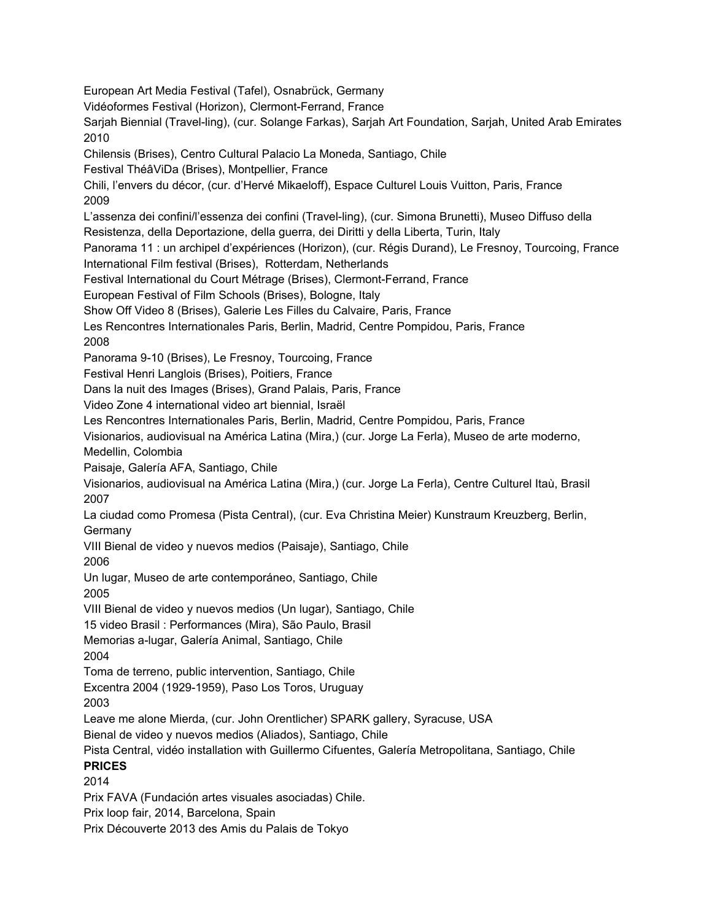European Art Media Festival (Tafel), Osnabrück, Germany
Vidéoformes Festival (Horizon), Clermont-Ferrand, France
Sarjah Biennial (Travel-ling), (cur. Solange Farkas), Sarjah Art Foundation, Sarjah, United Arab Emirates

2010

Chilensis (Brises), Centro Cultural Palacio La Moneda, Santiago, Chile
Festival ThéâViDa (Brises), Montpellier, France
Chili, l'envers du décor, (cur. d'Hervé Mikaeloff), Espace Culturel Louis Vuitton, Paris, France

2009

L'assenza dei confini/l'essenza dei confini (Travel-ling), (cur. Simona Brunetti), Museo Diffuso della Resistenza, della Deportazione, della guerra, dei Diritti y della Liberta, Turin, Italy
Panorama 11 : un archipel d'expériences (Horizon), (cur. Régis Durand), Le Fresnoy, Tourcoing, France
International Film festival (Brises), Rotterdam, Netherlands
Festival International du Court Métrage (Brises), Clermont-Ferrand, France
European Festival of Film Schools (Brises), Bologne, Italy
Show Off Video 8 (Brises), Galerie Les Filles du Calvaire, Paris, France
Les Rencontres Internationales Paris, Berlin, Madrid, Centre Pompidou, Paris, France

2008

Panorama 9-10 (Brises), Le Fresnoy, Tourcoing, France
Festival Henri Langlois (Brises), Poitiers, France
Dans la nuit des Images (Brises), Grand Palais, Paris, France
Video Zone 4 international video art biennial, Israël
Les Rencontres Internationales Paris, Berlin, Madrid, Centre Pompidou, Paris, France
Visionarios, audiovisual na América Latina (Mira,) (cur. Jorge La Ferla), Museo de arte moderno, Medellin, Colombia
Paisaje, Galería AFA, Santiago, Chile
Visionarios, audiovisual na América Latina (Mira,) (cur. Jorge La Ferla), Centre Culturel Itaù, Brasil

2007

La ciudad como Promesa (Pista Central), (cur. Eva Christina Meier) Kunstraum Kreuzberg, Berlin, Germany
VIII Bienal de video y nuevos medios (Paisaje), Santiago, Chile

2006

Un lugar, Museo de arte contemporáneo, Santiago, Chile

2005

VIII Bienal de video y nuevos medios (Un lugar), Santiago, Chile
15 video Brasil : Performances (Mira), São Paulo, Brasil
Memorias a-lugar, Galería Animal, Santiago, Chile

2004

Toma de terreno, public intervention, Santiago, Chile
Excentra 2004 (1929-1959), Paso Los Toros, Uruguay

2003

Leave me alone Mierda, (cur. John Orentlicher) SPARK gallery, Syracuse, USA
Bienal de video y nuevos medios (Aliados), Santiago, Chile
Pista Central, vidéo installation with Guillermo Cifuentes, Galería Metropolitana, Santiago, Chile

**PRICES**

2014

Prix FAVA (Fundación artes visuales asociadas) Chile.
Prix loop fair, 2014, Barcelona, Spain
Prix Découverte 2013 des Amis du Palais de Tokyo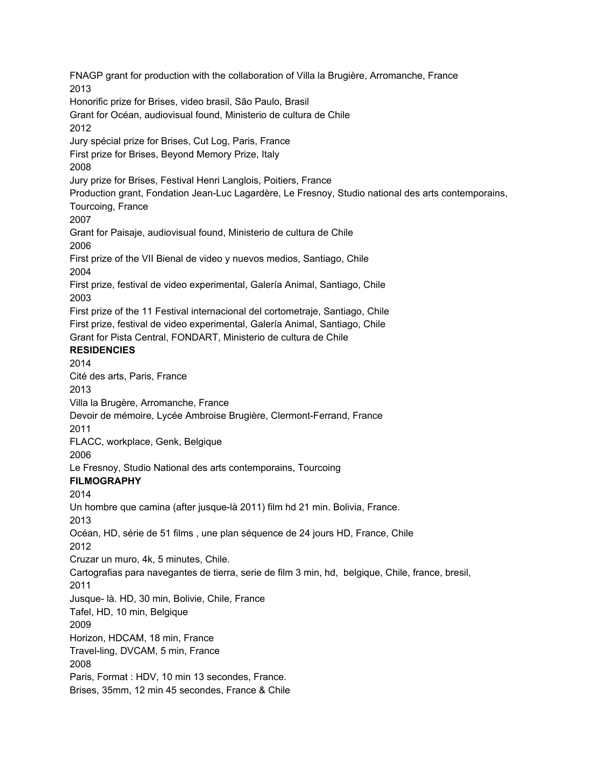FNAGP grant for production with the collaboration of Villa la Brugière, Arromanche, France

2013

Honorific prize for Brises, video brasil, São Paulo, Brasil

Grant for Océan, audiovisual found, Ministerio de cultura de Chile

2012

Jury spécial prize for Brises, Cut Log, Paris, France

First prize for Brises, Beyond Memory Prize, Italy

2008

Jury prize for Brises, Festival Henri Langlois, Poitiers, France

Production grant, Fondation Jean-Luc Lagardère, Le Fresnoy, Studio national des arts contemporains, Tourcoing, France

2007

Grant for Paisaje, audiovisual found, Ministerio de cultura de Chile

2006

First prize of the VII Bienal de video y nuevos medios, Santiago, Chile

2004

First prize, festival de video experimental, Galería Animal, Santiago, Chile

2003

First prize of the 11 Festival internacional del cortometraje, Santiago, Chile

First prize, festival de video experimental, Galería Animal, Santiago, Chile

Grant for Pista Central, FONDART, Ministerio de cultura de Chile

**RESIDENCIES**

2014

Cité des arts, Paris, France

2013

Villa la Brugère, Arromanche, France

Devoir de mémoire, Lycée Ambroise Brugière, Clermont-Ferrand, France

2011

FLACC, workplace, Genk, Belgique

2006

Le Fresnoy, Studio National des arts contemporains, Tourcoing

**FILMOGRAPHY**

2014

Un hombre que camina (after jusque-là 2011) film hd 21 min. Bolivia, France.

2013

Océan, HD, série de 51 films , une plan séquence de 24 jours HD, France, Chile

2012

Cruzar un muro, 4k, 5 minutes, Chile.

Cartografias para navegantes de tierra, serie de film 3 min, hd, belgique, Chile, france, bresil,

2011

Jusque- là. HD, 30 min, Bolivie, Chile, France

Tafel, HD, 10 min, Belgique

2009

Horizon, HDCAM, 18 min, France

Travel-ling, DVCAM, 5 min, France

2008

Paris, Format : HDV, 10 min 13 secondes, France.

Brises, 35mm, 12 min 45 secondes, France & Chile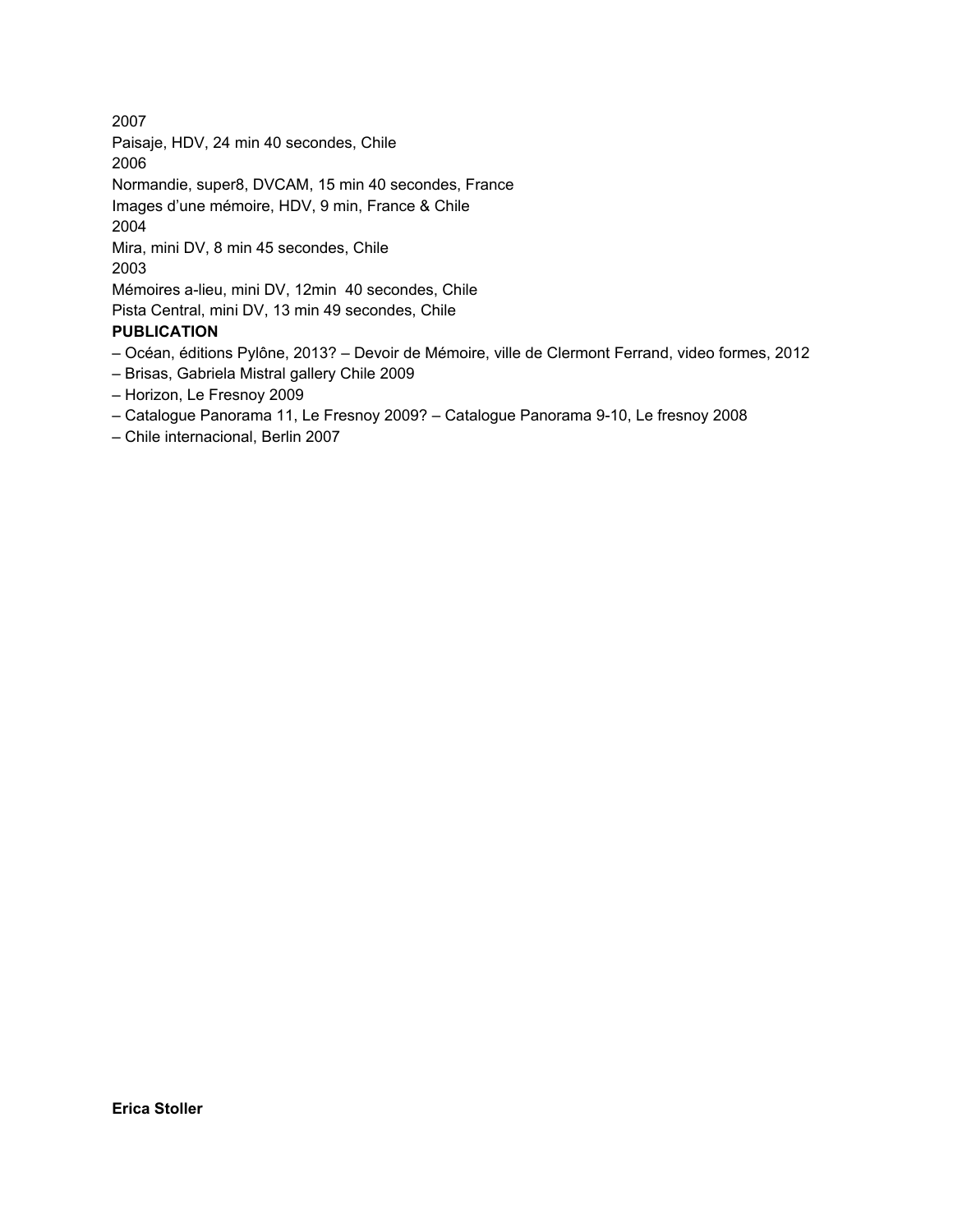2007

Paisaje, HDV, 24 min 40 secondes, Chile

2006

Normandie, super8, DVCAM, 15 min 40 secondes, France

Images d'une mémoire, HDV, 9 min, France & Chile

2004

Mira, mini DV, 8 min 45 secondes, Chile

2003

Mémoires a-lieu, mini DV, 12min 40 secondes, Chile

Pista Central, mini DV, 13 min 49 secondes, Chile

**PUBLICATION**

– Océan, éditions Pylône, 2013? – Devoir de Mémoire, ville de Clermont Ferrand, video formes, 2012

– Brisas, Gabriela Mistral gallery Chile 2009

– Horizon, Le Fresnoy 2009

– Catalogue Panorama 11, Le Fresnoy 2009? – Catalogue Panorama 9-10, Le fresnoy 2008

– Chile internacional, Berlin 2007

**Erica Stoller**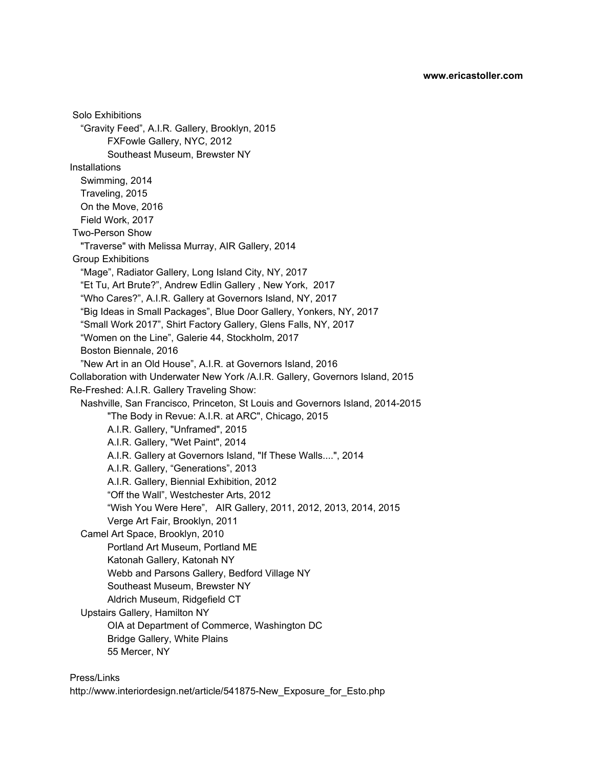**www.ericastoller.com**

Solo Exhibitions

- "Gravity Feed", A.I.R. Gallery, Brooklyn, 2015
  - FXFowle Gallery, NYC, 2012
  - Southeast Museum, Brewster NY

Installations

- Swimming, 2014
- Traveling, 2015
- On the Move, 2016
- Field Work, 2017

Two-Person Show

- "Traverse" with Melissa Murray, AIR Gallery, 2014

Group Exhibitions

- "Mage", Radiator Gallery, Long Island City, NY, 2017
- "Et Tu, Art Brute?", Andrew Edlin Gallery , New York, 2017
- "Who Cares?", A.I.R. Gallery at Governors Island, NY, 2017
- "Big Ideas in Small Packages", Blue Door Gallery, Yonkers, NY, 2017
- "Small Work 2017", Shirt Factory Gallery, Glens Falls, NY, 2017
- "Women on the Line", Galerie 44, Stockholm, 2017
- Boston Biennale, 2016
- "New Art in an Old House", A.I.R. at Governors Island, 2016

Collaboration with Underwater New York /A.I.R. Gallery, Governors Island, 2015

Re-Freshed: A.I.R. Gallery Traveling Show:

- Nashville, San Francisco, Princeton, St Louis and Governors Island, 2014-2015
  - "The Body in Revue: A.I.R. at ARC", Chicago, 2015
  - A.I.R. Gallery, "Unframed", 2015
  - A.I.R. Gallery, "Wet Paint", 2014
  - A.I.R. Gallery at Governors Island, "If These Walls....", 2014
  - A.I.R. Gallery, "Generations", 2013
  - A.I.R. Gallery, Biennial Exhibition, 2012
  - "Off the Wall", Westchester Arts, 2012
  - "Wish You Were Here", AIR Gallery, 2011, 2012, 2013, 2014, 2015
  - Verge Art Fair, Brooklyn, 2011
- Camel Art Space, Brooklyn, 2010
  - Portland Art Museum, Portland ME
  - Katonah Gallery, Katonah NY
  - Webb and Parsons Gallery, Bedford Village NY
  - Southeast Museum, Brewster NY
  - Aldrich Museum, Ridgefield CT
- Upstairs Gallery, Hamilton NY
  - OIA at Department of Commerce, Washington DC
  - Bridge Gallery, White Plains
  - 55 Mercer, NY

Press/Links

http://www.interiordesign.net/article/541875-New_Exposure_for_Esto.php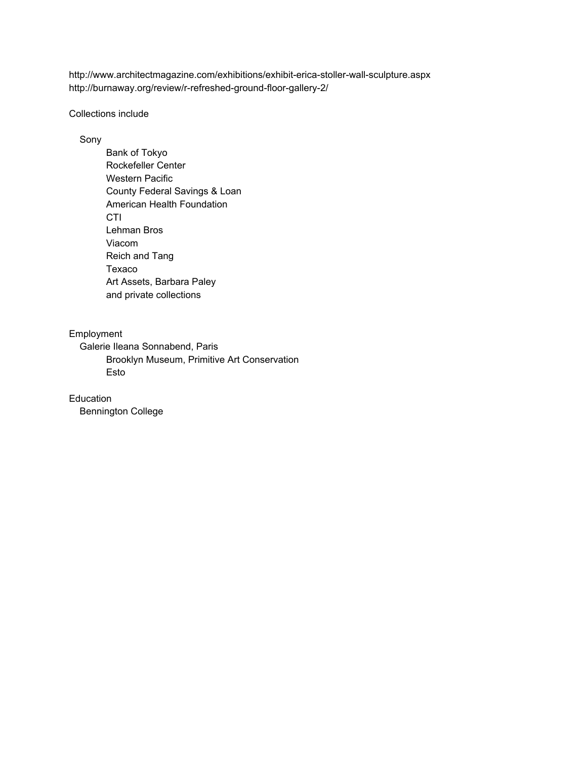http://www.architectmagazine.com/exhibitions/exhibit-erica-stoller-wall-sculpture.aspx
http://burnaway.org/review/r-refreshed-ground-floor-gallery-2/

Collections include

- Sony
- Bank of Tokyo
- Rockefeller Center
- Western Pacific
- County Federal Savings & Loan
- American Health Foundation
- CTI
- Lehman Bros
- Viacom
- Reich and Tang
- Texaco
- Art Assets, Barbara Paley
- and private collections

Employment

- Galerie Ileana Sonnabend, Paris
- Brooklyn Museum, Primitive Art Conservation
- Esto

Education

- Bennington College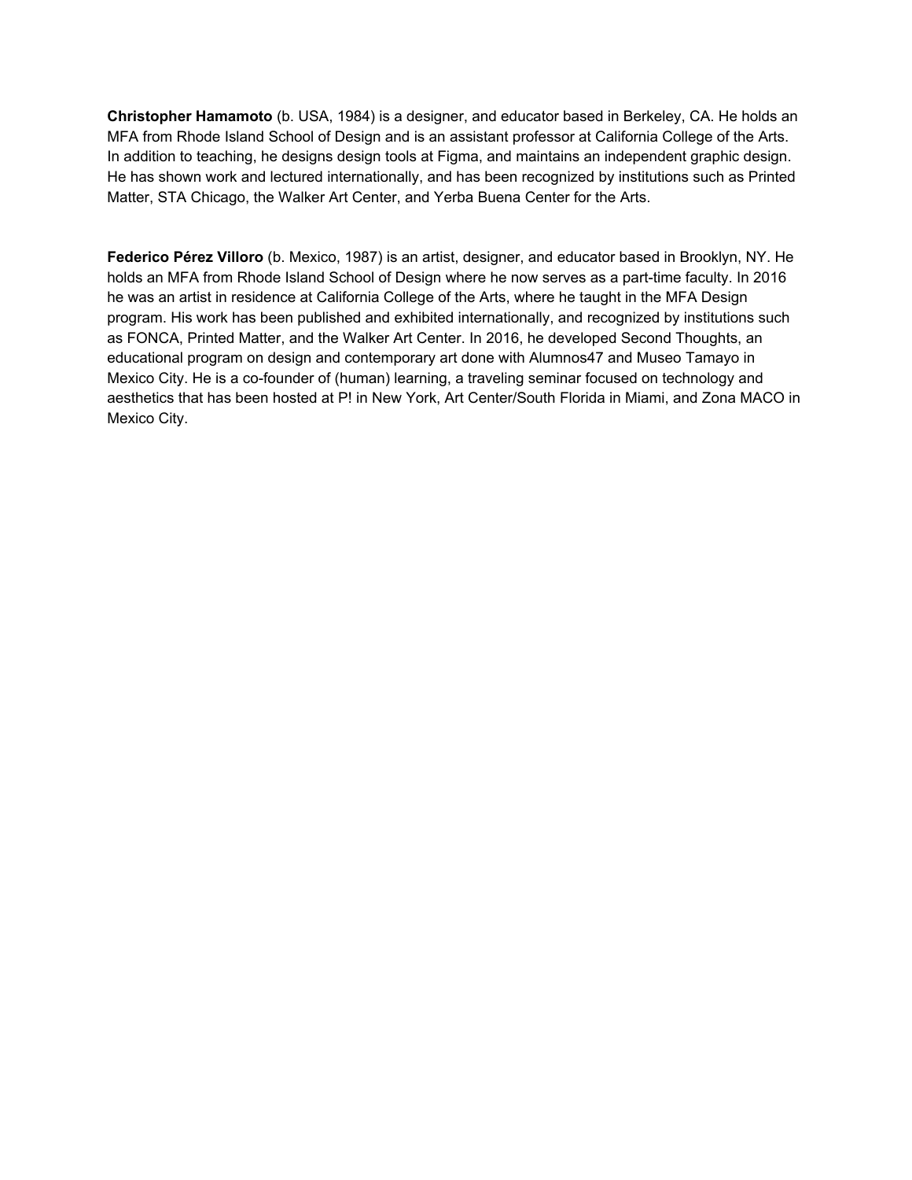**Christopher Hamamoto** (b. USA, 1984) is a designer, and educator based in Berkeley, CA. He holds an MFA from Rhode Island School of Design and is an assistant professor at California College of the Arts. In addition to teaching, he designs design tools at Figma, and maintains an independent graphic design. He has shown work and lectured internationally, and has been recognized by institutions such as Printed Matter, STA Chicago, the Walker Art Center, and Yerba Buena Center for the Arts.

**Federico Pérez Villoro** (b. Mexico, 1987) is an artist, designer, and educator based in Brooklyn, NY. He holds an MFA from Rhode Island School of Design where he now serves as a part-time faculty. In 2016 he was an artist in residence at California College of the Arts, where he taught in the MFA Design program. His work has been published and exhibited internationally, and recognized by institutions such as FONCA, Printed Matter, and the Walker Art Center. In 2016, he developed Second Thoughts, an educational program on design and contemporary art done with Alumnos47 and Museo Tamayo in Mexico City. He is a co-founder of (human) learning, a traveling seminar focused on technology and aesthetics that has been hosted at P! in New York, Art Center/South Florida in Miami, and Zona MACO in Mexico City.